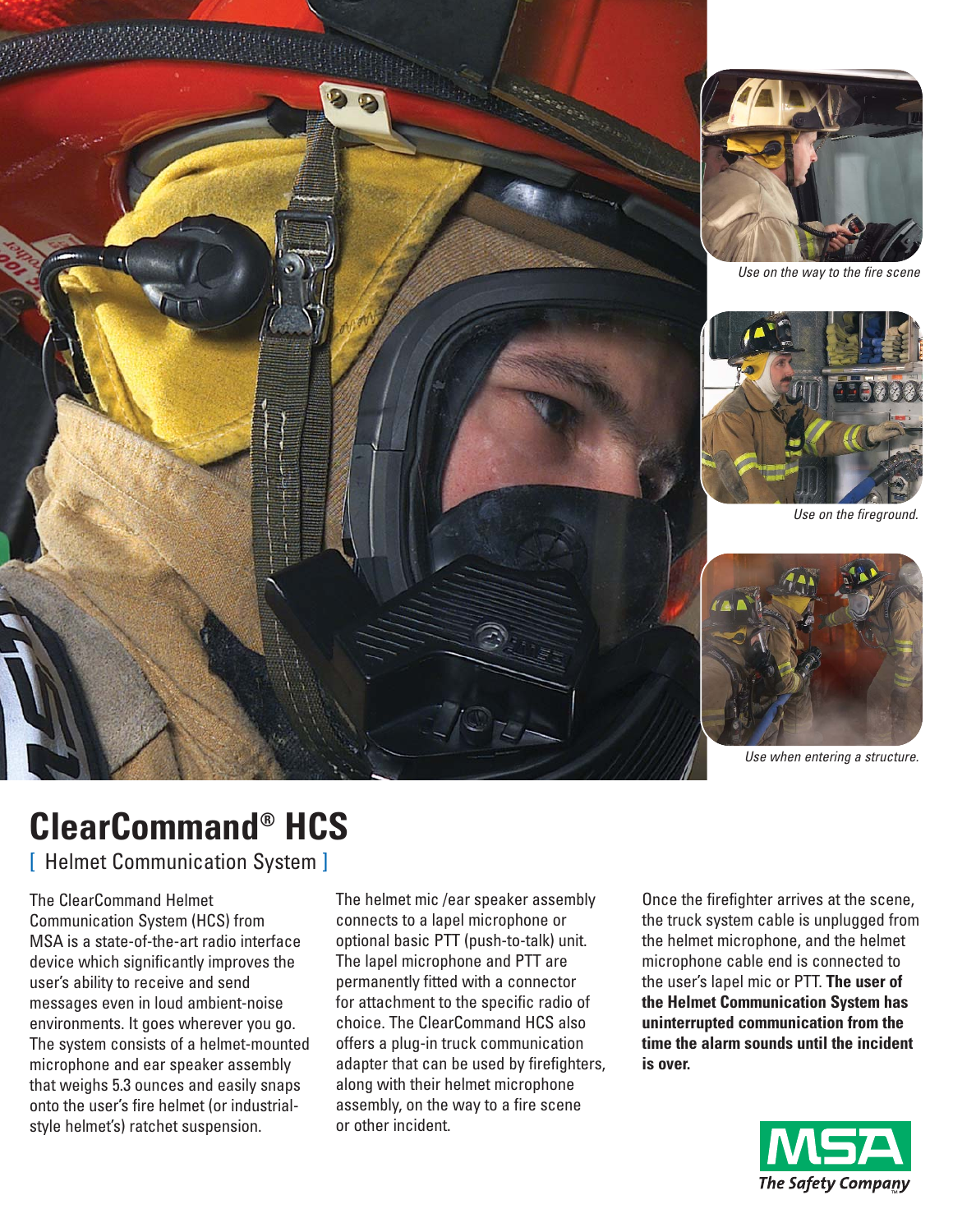Use on the way to the fire scene

Use on the fireground.

Use when entering a structure.

# ClearCommand® HCS

[ Helmet Communication System ]

The ClearCommand Helmet Communication System (HCS) from MSA is a state-of-the-art radio interface device which significantly improves the user's ability to receive and send messages even in loud ambient-noise environments. It goes wherever you go. The system consists of a helmet-mounted microphone and ear speaker assembly that weighs 5.3 ounces and easily snaps onto the user's fire helmet (or industrial-style helmet's) ratchet suspension.

The helmet mic /ear speaker assembly connects to a lapel microphone or optional basic PTT (push-to-talk) unit. The lapel microphone and PTT are permanently fitted with a connector for attachment to the specific radio of choice. The ClearCommand HCS also offers a plug-in truck communication adapter that can be used by firefighters, along with their helmet microphone assembly, on the way to a fire scene or other incident.

Once the firefighter arrives at the scene, the truck system cable is unplugged from the helmet microphone, and the helmet microphone cable end is connected to the user's lapel mic or PTT. **The user of the Helmet Communication System has uninterrupted communication from the time the alarm sounds until the incident is over.**

MSA
The Safety Company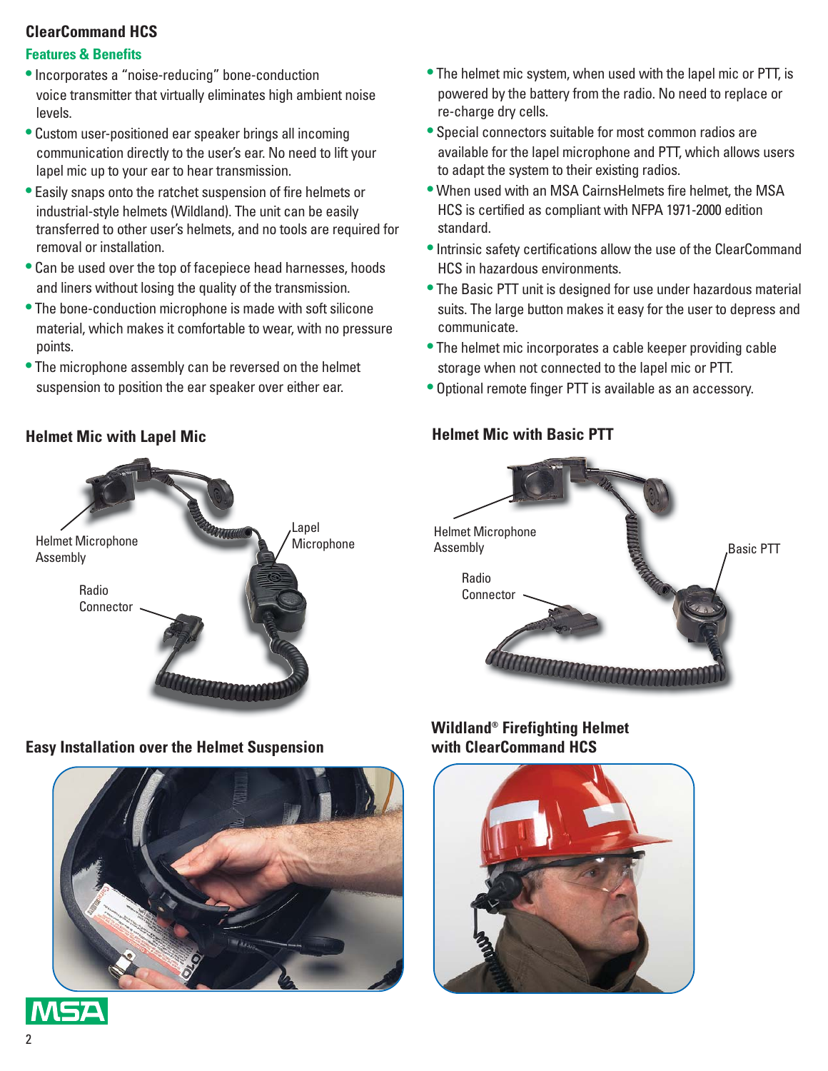## ClearCommand HCS

### Features & Benefits

- Incorporates a "noise-reducing" bone-conduction voice transmitter that virtually eliminates high ambient noise levels.
- Custom user-positioned ear speaker brings all incoming communication directly to the user's ear. No need to lift your lapel mic up to your ear to hear transmission.
- Easily snaps onto the ratchet suspension of fire helmets or industrial-style helmets (Wildland). The unit can be easily transferred to other user's helmets, and no tools are required for removal or installation.
- Can be used over the top of facepiece head harnesses, hoods and liners without losing the quality of the transmission.
- The bone-conduction microphone is made with soft silicone material, which makes it comfortable to wear, with no pressure points.
- The microphone assembly can be reversed on the helmet suspension to position the ear speaker over either ear.
- The helmet mic system, when used with the lapel mic or PTT, is powered by the battery from the radio. No need to replace or re-charge dry cells.
- Special connectors suitable for most common radios are available for the lapel microphone and PTT, which allows users to adapt the system to their existing radios.
- When used with an MSA CairnsHelmets fire helmet, the MSA HCS is certified as compliant with NFPA 1971-2000 edition standard.
- Intrinsic safety certifications allow the use of the ClearCommand HCS in hazardous environments.
- The Basic PTT unit is designed for use under hazardous material suits. The large button makes it easy for the user to depress and communicate.
- The helmet mic incorporates a cable keeper providing cable storage when not connected to the lapel mic or PTT.
- Optional remote finger PTT is available as an accessory.

### Helmet Mic with Lapel Mic

Helmet Microphone Assembly

Lapel Microphone

Radio Connector

### Helmet Mic with Basic PTT

Helmet Microphone Assembly

Basic PTT

Radio Connector

### Easy Installation over the Helmet Suspension

### Wildland® Firefighting Helmet with ClearCommand HCS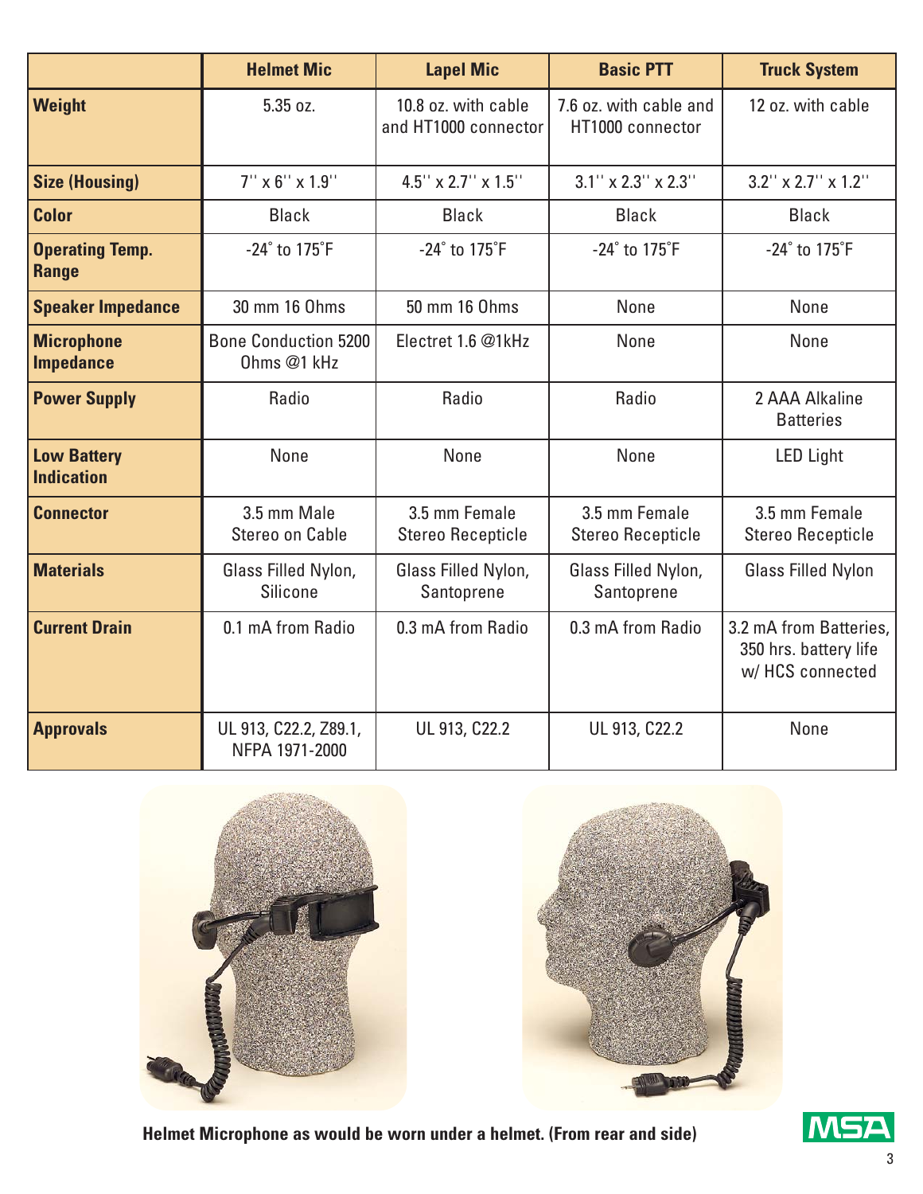|  | Helmet Mic | Lapel Mic | Basic PTT | Truck System |
|---|---|---|---|---|
| **Weight** | 5.35 oz. | 10.8 oz. with cable and HT1000 connector | 7.6 oz. with cable and HT1000 connector | 12 oz. with cable |
| **Size (Housing)** | 7'' x 6'' x 1.9'' | 4.5'' x 2.7'' x 1.5'' | 3.1'' x 2.3'' x 2.3'' | 3.2'' x 2.7'' x 1.2'' |
| **Color** | Black | Black | Black | Black |
| **Operating Temp. Range** | -24˚ to 175˚F | -24˚ to 175˚F | -24˚ to 175˚F | -24˚ to 175˚F |
| **Speaker Impedance** | 30 mm 16 Ohms | 50 mm 16 Ohms | None | None |
| **Microphone Impedance** | Bone Conduction 5200 Ohms @1 kHz | Electret 1.6 @1kHz | None | None |
| **Power Supply** | Radio | Radio | Radio | 2 AAA Alkaline Batteries |
| **Low Battery Indication** | None | None | None | LED Light |
| **Connector** | 3.5 mm Male Stereo on Cable | 3.5 mm Female Stereo Recepticle | 3.5 mm Female Stereo Recepticle | 3.5 mm Female Stereo Recepticle |
| **Materials** | Glass Filled Nylon, Silicone | Glass Filled Nylon, Santoprene | Glass Filled Nylon, Santoprene | Glass Filled Nylon |
| **Current Drain** | 0.1 mA from Radio | 0.3 mA from Radio | 0.3 mA from Radio | 3.2 mA from Batteries, 350 hrs. battery life w/ HCS connected |
| **Approvals** | UL 913, C22.2, Z89.1, NFPA 1971-2000 | UL 913, C22.2 | UL 913, C22.2 | None |

**Helmet Microphone as would be worn under a helmet. (From rear and side)**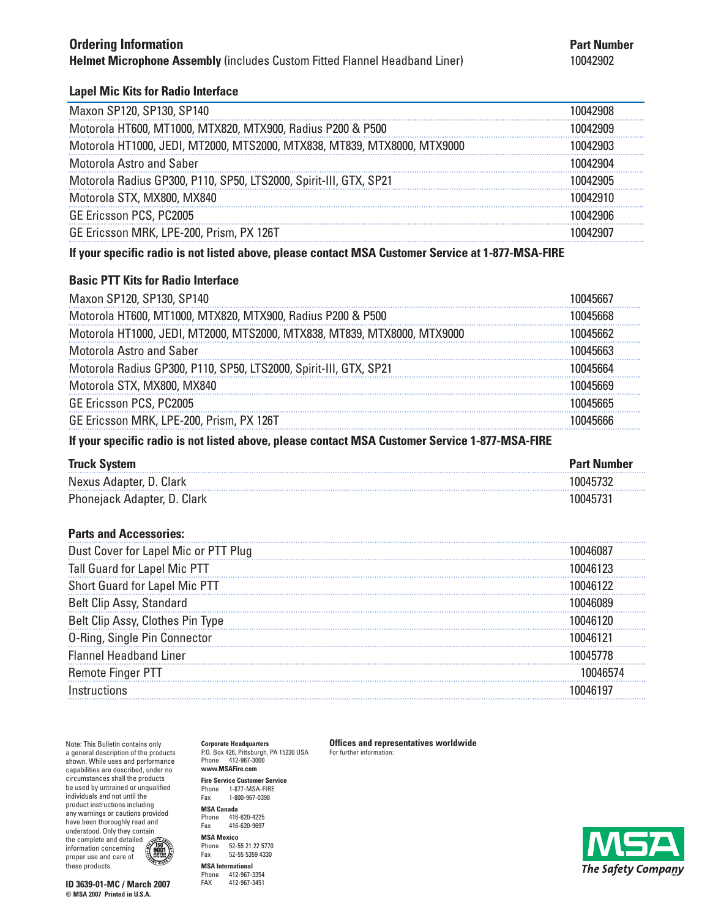## Ordering Information

| | Part Number |
|---|---|
| **Helmet Microphone Assembly** (includes Custom Fitted Flannel Headband Liner) | 10042902 |

### Lapel Mic Kits for Radio Interface

| | |
|---|---|
| Maxon SP120, SP130, SP140 | 10042908 |
| Motorola HT600, MT1000, MTX820, MTX900, Radius P200 & P500 | 10042909 |
| Motorola HT1000, JEDI, MT2000, MTS2000, MTX838, MT839, MTX8000, MTX9000 | 10042903 |
| Motorola Astro and Saber | 10042904 |
| Motorola Radius GP300, P110, SP50, LTS2000, Spirit-III, GTX, SP21 | 10042905 |
| Motorola STX, MX800, MX840 | 10042910 |
| GE Ericsson PCS, PC2005 | 10042906 |
| GE Ericsson MRK, LPE-200, Prism, PX 126T | 10042907 |

**If your specific radio is not listed above, please contact MSA Customer Service at 1-877-MSA-FIRE**

### Basic PTT Kits for Radio Interface

| | |
|---|---|
| Maxon SP120, SP130, SP140 | 10045667 |
| Motorola HT600, MT1000, MTX820, MTX900, Radius P200 & P500 | 10045668 |
| Motorola HT1000, JEDI, MT2000, MTS2000, MTX838, MT839, MTX8000, MTX9000 | 10045662 |
| Motorola Astro and Saber | 10045663 |
| Motorola Radius GP300, P110, SP50, LTS2000, Spirit-III, GTX, SP21 | 10045664 |
| Motorola STX, MX800, MX840 | 10045669 |
| GE Ericsson PCS, PC2005 | 10045665 |
| GE Ericsson MRK, LPE-200, Prism, PX 126T | 10045666 |

**If your specific radio is not listed above, please contact MSA Customer Service 1-877-MSA-FIRE**

| Truck System | Part Number |
|---|---|
| Nexus Adapter, D. Clark | 10045732 |
| Phonejack Adapter, D. Clark | 10045731 |

### Parts and Accessories:

| | |
|---|---|
| Dust Cover for Lapel Mic or PTT Plug | 10046087 |
| Tall Guard for Lapel Mic PTT | 10046123 |
| Short Guard for Lapel Mic PTT | 10046122 |
| Belt Clip Assy, Standard | 10046089 |
| Belt Clip Assy, Clothes Pin Type | 10046120 |
| O-Ring, Single Pin Connector | 10046121 |
| Flannel Headband Liner | 10045778 |
| Remote Finger PTT | 10046574 |
| Instructions | 10046197 |

Note: This Bulletin contains only a general description of the products shown. While uses and performance capabilities are described, under no circumstances shall the products be used by untrained or unqualified individuals and not until the product instructions including any warnings or cautions provided have been thoroughly read and understood. Only they contain the complete and detailed information concerning proper use and care of these products.

**ID 3639-01-MC / March 2007**
**© MSA 2007 Printed in U.S.A.**

**Corporate Headquarters**
P.O. Box 426, Pittsburgh, PA 15230 USA
Phone 412-967-3000
**www.MSAFire.com**

**Fire Service Customer Service**
Phone 1-877-MSA-FIRE
Fax 1-800-967-0398

**MSA Canada**
Phone 416-620-4225
Fax 416-620-9697

**MSA Mexico**
Phone 52-55 21 22 5770
Fax 52-55 5359 4330

**MSA International**
Phone 412-967-3354
FAX 412-967-3451

**Offices and representatives worldwide**
For further information:

MSA
*The Safety Company*